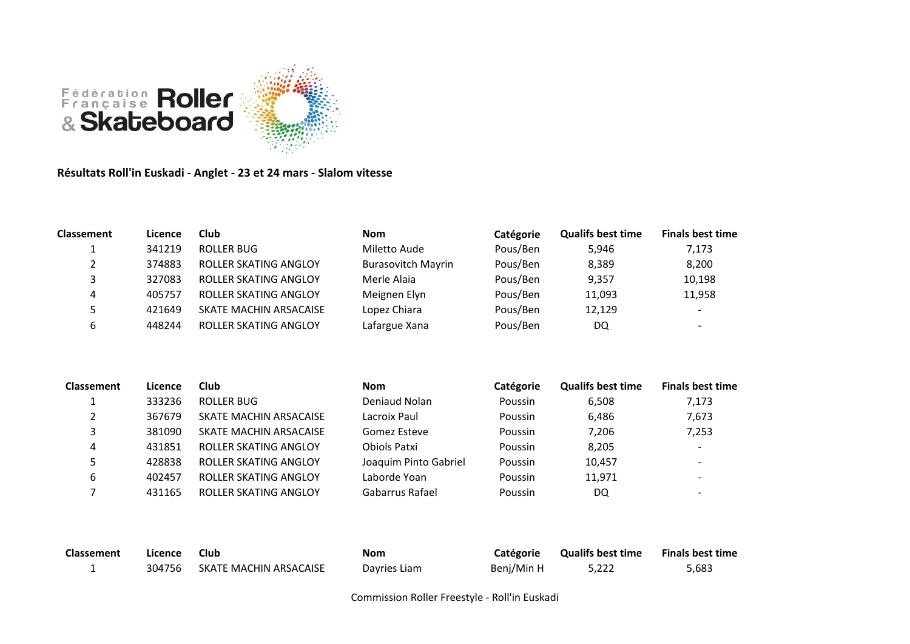Fédération Française Roller & Skateboard

**Résultats Roll'in Euskadi - Anglet - 23 et 24 mars - Slalom vitesse**

| Classement | Licence | Club | Nom | Catégorie | Qualifs best time | Finals best time |
|---|---|---|---|---|---|---|
| 1 | 341219 | ROLLER BUG | Miletto Aude | Pous/Ben | 5,946 | 7,173 |
| 2 | 374883 | ROLLER SKATING ANGLOY | Burasovitch Mayrin | Pous/Ben | 8,389 | 8,200 |
| 3 | 327083 | ROLLER SKATING ANGLOY | Merle Alaia | Pous/Ben | 9,357 | 10,198 |
| 4 | 405757 | ROLLER SKATING ANGLOY | Meignen Elyn | Pous/Ben | 11,093 | 11,958 |
| 5 | 421649 | SKATE MACHIN ARSACAISE | Lopez Chiara | Pous/Ben | 12,129 | - |
| 6 | 448244 | ROLLER SKATING ANGLOY | Lafargue Xana | Pous/Ben | DQ | - |

| Classement | Licence | Club | Nom | Catégorie | Qualifs best time | Finals best time |
|---|---|---|---|---|---|---|
| 1 | 333236 | ROLLER BUG | Deniaud Nolan | Poussin | 6,508 | 7,173 |
| 2 | 367679 | SKATE MACHIN ARSACAISE | Lacroix Paul | Poussin | 6,486 | 7,673 |
| 3 | 381090 | SKATE MACHIN ARSACAISE | Gomez Esteve | Poussin | 7,206 | 7,253 |
| 4 | 431851 | ROLLER SKATING ANGLOY | Obiols Patxi | Poussin | 8,205 | - |
| 5 | 428838 | ROLLER SKATING ANGLOY | Joaquim Pinto Gabriel | Poussin | 10,457 | - |
| 6 | 402457 | ROLLER SKATING ANGLOY | Laborde Yoan | Poussin | 11,971 | - |
| 7 | 431165 | ROLLER SKATING ANGLOY | Gabarrus Rafael | Poussin | DQ | - |

| Classement | Licence | Club | Nom | Catégorie | Qualifs best time | Finals best time |
|---|---|---|---|---|---|---|
| 1 | 304756 | SKATE MACHIN ARSACAISE | Dayries Liam | Benj/Min H | 5,222 | 5,683 |

Commission Roller Freestyle - Roll'in Euskadi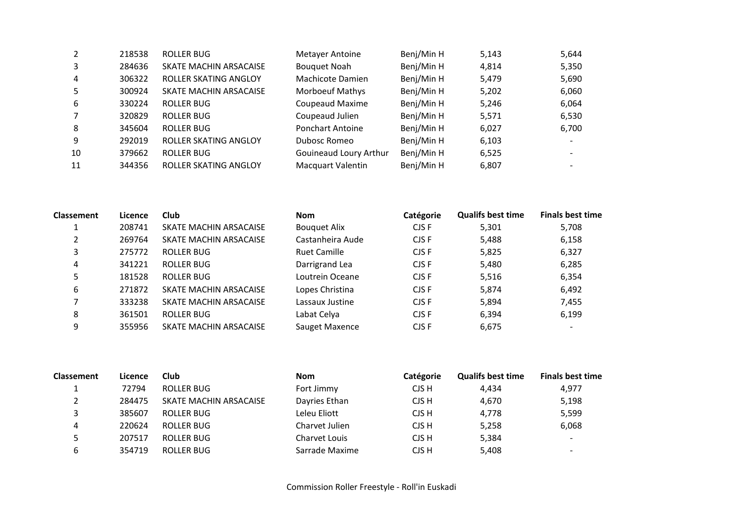| Classement | Licence | Club | Nom | Catégorie | Qualifs best time | Finals best time |
|---|---|---|---|---|---|---|
| 2 | 218538 | ROLLER BUG | Metayer Antoine | Benj/Min H | 5,143 | 5,644 |
| 3 | 284636 | SKATE MACHIN ARSACAISE | Bouquet Noah | Benj/Min H | 4,814 | 5,350 |
| 4 | 306322 | ROLLER SKATING ANGLOY | Machicote Damien | Benj/Min H | 5,479 | 5,690 |
| 5 | 300924 | SKATE MACHIN ARSACAISE | Morboeuf Mathys | Benj/Min H | 5,202 | 6,060 |
| 6 | 330224 | ROLLER BUG | Coupeaud Maxime | Benj/Min H | 5,246 | 6,064 |
| 7 | 320829 | ROLLER BUG | Coupeaud Julien | Benj/Min H | 5,571 | 6,530 |
| 8 | 345604 | ROLLER BUG | Ponchart Antoine | Benj/Min H | 6,027 | 6,700 |
| 9 | 292019 | ROLLER SKATING ANGLOY | Dubosc Romeo | Benj/Min H | 6,103 | - |
| 10 | 379662 | ROLLER BUG | Gouineaud Loury Arthur | Benj/Min H | 6,525 | - |
| 11 | 344356 | ROLLER SKATING ANGLOY | Macquart Valentin | Benj/Min H | 6,807 | - |

| Classement | Licence | Club | Nom | Catégorie | Qualifs best time | Finals best time |
|---|---|---|---|---|---|---|
| 1 | 208741 | SKATE MACHIN ARSACAISE | Bouquet Alix | CJS F | 5,301 | 5,708 |
| 2 | 269764 | SKATE MACHIN ARSACAISE | Castanheira Aude | CJS F | 5,488 | 6,158 |
| 3 | 275772 | ROLLER BUG | Ruet Camille | CJS F | 5,825 | 6,327 |
| 4 | 341221 | ROLLER BUG | Darrigrand Lea | CJS F | 5,480 | 6,285 |
| 5 | 181528 | ROLLER BUG | Loutrein Oceane | CJS F | 5,516 | 6,354 |
| 6 | 271872 | SKATE MACHIN ARSACAISE | Lopes Christina | CJS F | 5,874 | 6,492 |
| 7 | 333238 | SKATE MACHIN ARSACAISE | Lassaux Justine | CJS F | 5,894 | 7,455 |
| 8 | 361501 | ROLLER BUG | Labat Celya | CJS F | 6,394 | 6,199 |
| 9 | 355956 | SKATE MACHIN ARSACAISE | Sauget Maxence | CJS F | 6,675 | - |

| Classement | Licence | Club | Nom | Catégorie | Qualifs best time | Finals best time |
|---|---|---|---|---|---|---|
| 1 | 72794 | ROLLER BUG | Fort Jimmy | CJS H | 4,434 | 4,977 |
| 2 | 284475 | SKATE MACHIN ARSACAISE | Dayries Ethan | CJS H | 4,670 | 5,198 |
| 3 | 385607 | ROLLER BUG | Leleu Eliott | CJS H | 4,778 | 5,599 |
| 4 | 220624 | ROLLER BUG | Charvet Julien | CJS H | 5,258 | 6,068 |
| 5 | 207517 | ROLLER BUG | Charvet Louis | CJS H | 5,384 | - |
| 6 | 354719 | ROLLER BUG | Sarrade Maxime | CJS H | 5,408 | - |

Commission Roller Freestyle - Roll'in Euskadi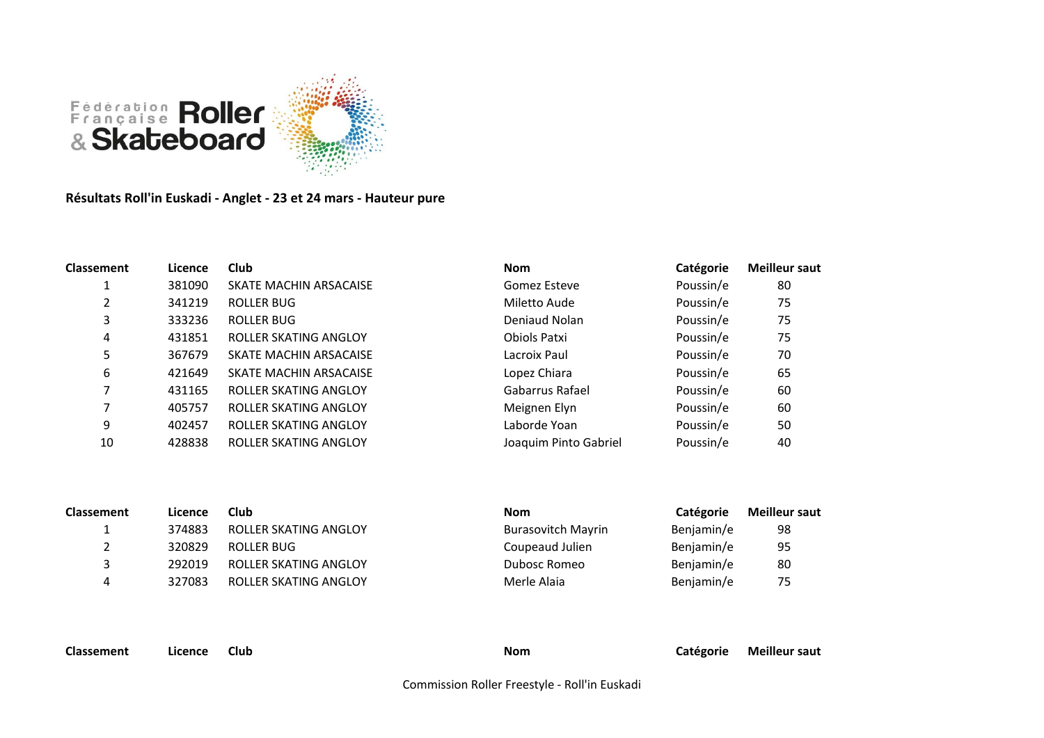Fédération Française Roller & Skateboard

**Résultats Roll'in Euskadi - Anglet - 23 et 24 mars - Hauteur pure**

| Classement | Licence | Club | Nom | Catégorie | Meilleur saut |
|---|---|---|---|---|---|
| 1 | 381090 | SKATE MACHIN ARSACAISE | Gomez Esteve | Poussin/e | 80 |
| 2 | 341219 | ROLLER BUG | Miletto Aude | Poussin/e | 75 |
| 3 | 333236 | ROLLER BUG | Deniaud Nolan | Poussin/e | 75 |
| 4 | 431851 | ROLLER SKATING ANGLOY | Obiols Patxi | Poussin/e | 75 |
| 5 | 367679 | SKATE MACHIN ARSACAISE | Lacroix Paul | Poussin/e | 70 |
| 6 | 421649 | SKATE MACHIN ARSACAISE | Lopez Chiara | Poussin/e | 65 |
| 7 | 431165 | ROLLER SKATING ANGLOY | Gabarrus Rafael | Poussin/e | 60 |
| 7 | 405757 | ROLLER SKATING ANGLOY | Meignen Elyn | Poussin/e | 60 |
| 9 | 402457 | ROLLER SKATING ANGLOY | Laborde Yoan | Poussin/e | 50 |
| 10 | 428838 | ROLLER SKATING ANGLOY | Joaquim Pinto Gabriel | Poussin/e | 40 |

| Classement | Licence | Club | Nom | Catégorie | Meilleur saut |
|---|---|---|---|---|---|
| 1 | 374883 | ROLLER SKATING ANGLOY | Burasovitch Mayrin | Benjamin/e | 98 |
| 2 | 320829 | ROLLER BUG | Coupeaud Julien | Benjamin/e | 95 |
| 3 | 292019 | ROLLER SKATING ANGLOY | Dubosc Romeo | Benjamin/e | 80 |
| 4 | 327083 | ROLLER SKATING ANGLOY | Merle Alaia | Benjamin/e | 75 |

| Classement | Licence | Club | Nom | Catégorie | Meilleur saut |
|---|---|---|---|---|---|

Commission Roller Freestyle - Roll'in Euskadi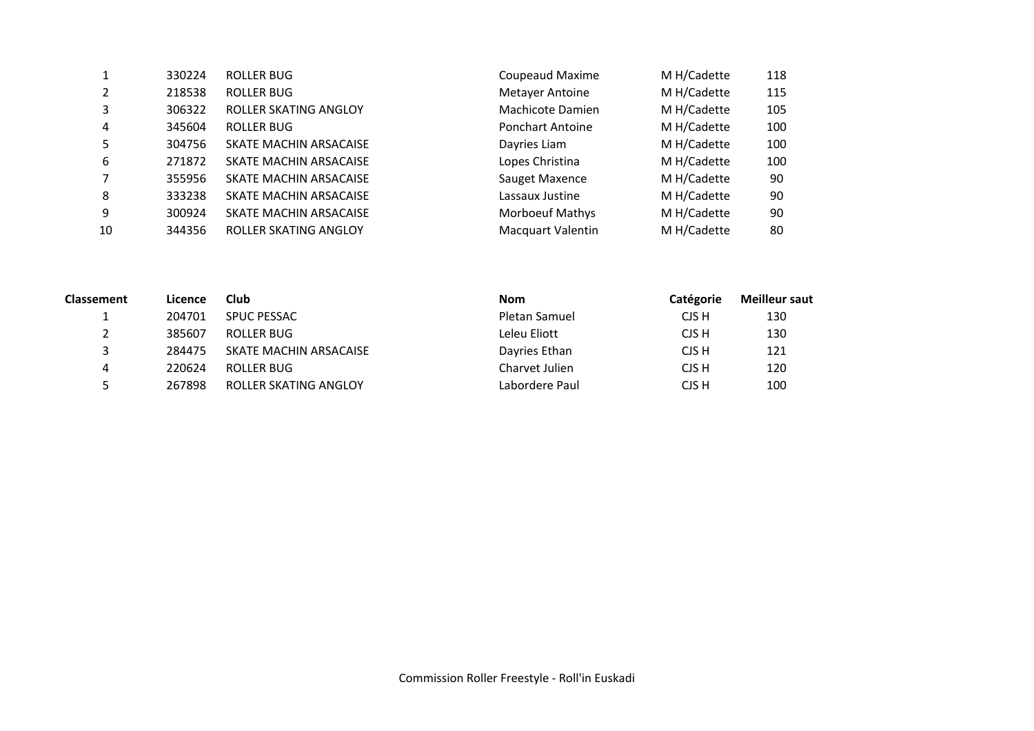| | | | | | |
|---|---|---|---|---|---|
| 1 | 330224 | ROLLER BUG | Coupeaud Maxime | M H/Cadette | 118 |
| 2 | 218538 | ROLLER BUG | Metayer Antoine | M H/Cadette | 115 |
| 3 | 306322 | ROLLER SKATING ANGLOY | Machicote Damien | M H/Cadette | 105 |
| 4 | 345604 | ROLLER BUG | Ponchart Antoine | M H/Cadette | 100 |
| 5 | 304756 | SKATE MACHIN ARSACAISE | Dayries Liam | M H/Cadette | 100 |
| 6 | 271872 | SKATE MACHIN ARSACAISE | Lopes Christina | M H/Cadette | 100 |
| 7 | 355956 | SKATE MACHIN ARSACAISE | Sauget Maxence | M H/Cadette | 90 |
| 8 | 333238 | SKATE MACHIN ARSACAISE | Lassaux Justine | M H/Cadette | 90 |
| 9 | 300924 | SKATE MACHIN ARSACAISE | Morboeuf Mathys | M H/Cadette | 90 |
| 10 | 344356 | ROLLER SKATING ANGLOY | Macquart Valentin | M H/Cadette | 80 |

| Classement | Licence | Club | Nom | Catégorie | Meilleur saut |
|---|---|---|---|---|---|
| 1 | 204701 | SPUC PESSAC | Pletan Samuel | CJS H | 130 |
| 2 | 385607 | ROLLER BUG | Leleu Eliott | CJS H | 130 |
| 3 | 284475 | SKATE MACHIN ARSACAISE | Dayries Ethan | CJS H | 121 |
| 4 | 220624 | ROLLER BUG | Charvet Julien | CJS H | 120 |
| 5 | 267898 | ROLLER SKATING ANGLOY | Labordere Paul | CJS H | 100 |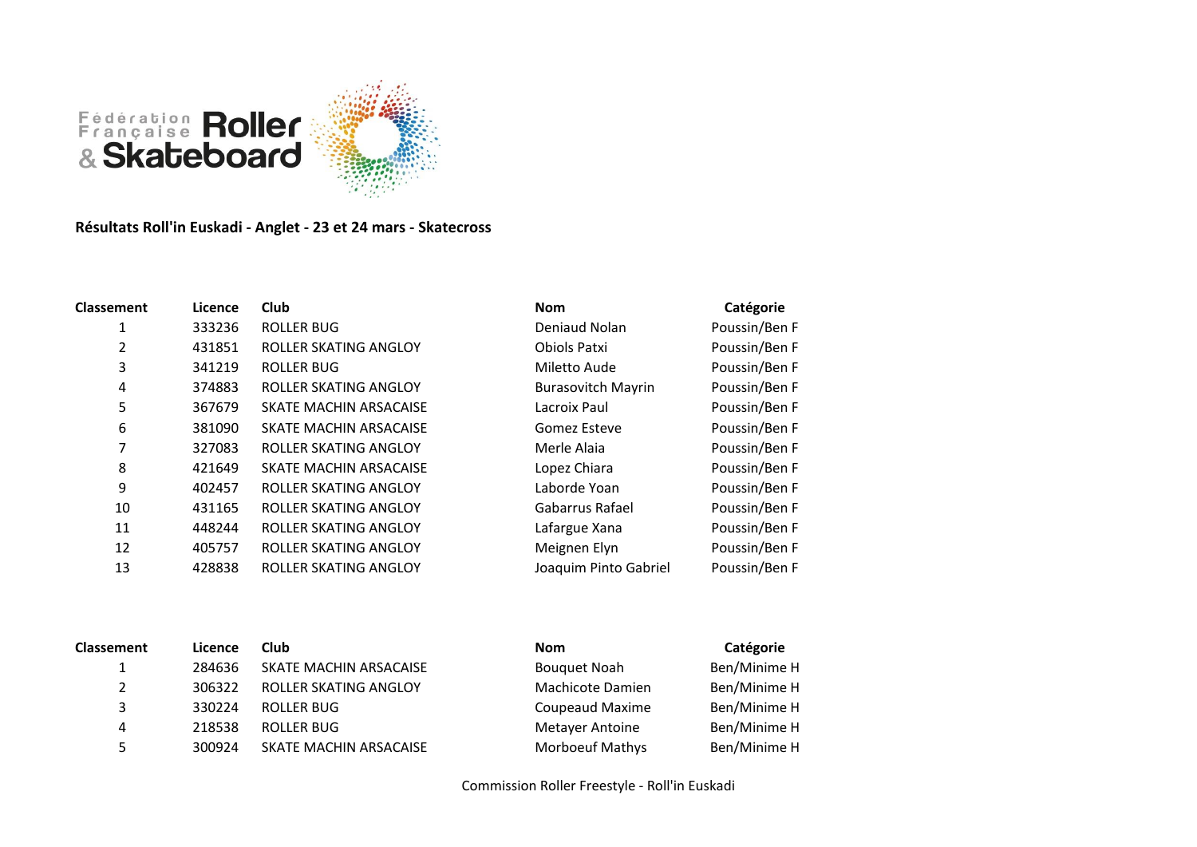**Résultats Roll'in Euskadi - Anglet - 23 et 24 mars - Skatecross**

| Classement | Licence | Club | Nom | Catégorie |
|---|---|---|---|---|
| 1 | 333236 | ROLLER BUG | Deniaud Nolan | Poussin/Ben F |
| 2 | 431851 | ROLLER SKATING ANGLOY | Obiols Patxi | Poussin/Ben F |
| 3 | 341219 | ROLLER BUG | Miletto Aude | Poussin/Ben F |
| 4 | 374883 | ROLLER SKATING ANGLOY | Burasovitch Mayrin | Poussin/Ben F |
| 5 | 367679 | SKATE MACHIN ARSACAISE | Lacroix Paul | Poussin/Ben F |
| 6 | 381090 | SKATE MACHIN ARSACAISE | Gomez Esteve | Poussin/Ben F |
| 7 | 327083 | ROLLER SKATING ANGLOY | Merle Alaia | Poussin/Ben F |
| 8 | 421649 | SKATE MACHIN ARSACAISE | Lopez Chiara | Poussin/Ben F |
| 9 | 402457 | ROLLER SKATING ANGLOY | Laborde Yoan | Poussin/Ben F |
| 10 | 431165 | ROLLER SKATING ANGLOY | Gabarrus Rafael | Poussin/Ben F |
| 11 | 448244 | ROLLER SKATING ANGLOY | Lafargue Xana | Poussin/Ben F |
| 12 | 405757 | ROLLER SKATING ANGLOY | Meignen Elyn | Poussin/Ben F |
| 13 | 428838 | ROLLER SKATING ANGLOY | Joaquim Pinto Gabriel | Poussin/Ben F |

| Classement | Licence | Club | Nom | Catégorie |
|---|---|---|---|---|
| 1 | 284636 | SKATE MACHIN ARSACAISE | Bouquet Noah | Ben/Minime H |
| 2 | 306322 | ROLLER SKATING ANGLOY | Machicote Damien | Ben/Minime H |
| 3 | 330224 | ROLLER BUG | Coupeaud Maxime | Ben/Minime H |
| 4 | 218538 | ROLLER BUG | Metayer Antoine | Ben/Minime H |
| 5 | 300924 | SKATE MACHIN ARSACAISE | Morboeuf Mathys | Ben/Minime H |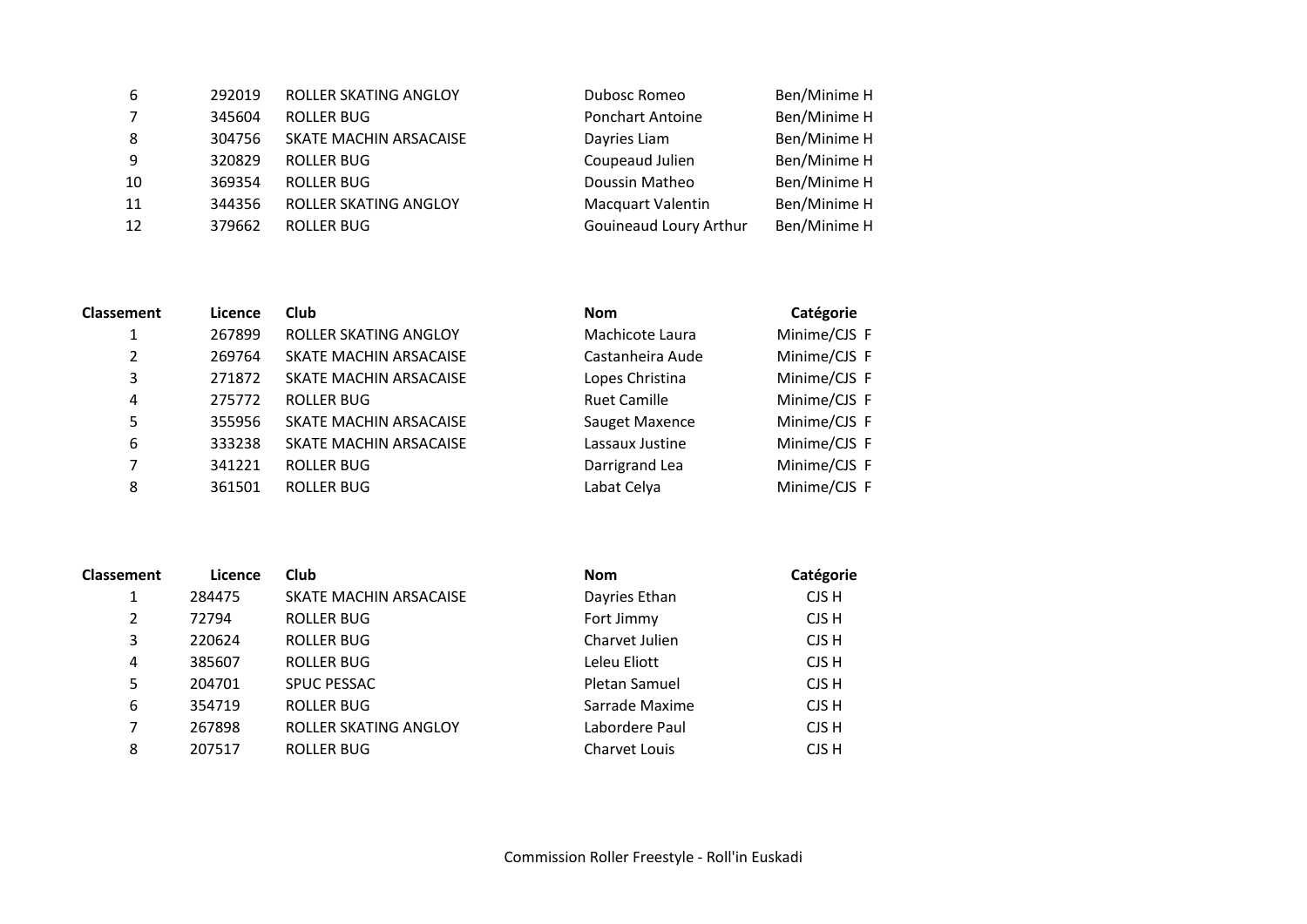| | | | | |
|---|---|---|---|---|
| 6 | 292019 | ROLLER SKATING ANGLOY | Dubosc Romeo | Ben/Minime H |
| 7 | 345604 | ROLLER BUG | Ponchart Antoine | Ben/Minime H |
| 8 | 304756 | SKATE MACHIN ARSACAISE | Dayries Liam | Ben/Minime H |
| 9 | 320829 | ROLLER BUG | Coupeaud Julien | Ben/Minime H |
| 10 | 369354 | ROLLER BUG | Doussin Matheo | Ben/Minime H |
| 11 | 344356 | ROLLER SKATING ANGLOY | Macquart Valentin | Ben/Minime H |
| 12 | 379662 | ROLLER BUG | Gouineaud Loury Arthur | Ben/Minime H |

| Classement | Licence | Club | Nom | Catégorie |
|---|---|---|---|---|
| 1 | 267899 | ROLLER SKATING ANGLOY | Machicote Laura | Minime/CJS F |
| 2 | 269764 | SKATE MACHIN ARSACAISE | Castanheira Aude | Minime/CJS F |
| 3 | 271872 | SKATE MACHIN ARSACAISE | Lopes Christina | Minime/CJS F |
| 4 | 275772 | ROLLER BUG | Ruet Camille | Minime/CJS F |
| 5 | 355956 | SKATE MACHIN ARSACAISE | Sauget Maxence | Minime/CJS F |
| 6 | 333238 | SKATE MACHIN ARSACAISE | Lassaux Justine | Minime/CJS F |
| 7 | 341221 | ROLLER BUG | Darrigrand Lea | Minime/CJS F |
| 8 | 361501 | ROLLER BUG | Labat Celya | Minime/CJS F |

| Classement | Licence | Club | Nom | Catégorie |
|---|---|---|---|---|
| 1 | 284475 | SKATE MACHIN ARSACAISE | Dayries Ethan | CJS H |
| 2 | 72794 | ROLLER BUG | Fort Jimmy | CJS H |
| 3 | 220624 | ROLLER BUG | Charvet Julien | CJS H |
| 4 | 385607 | ROLLER BUG | Leleu Eliott | CJS H |
| 5 | 204701 | SPUC PESSAC | Pletan Samuel | CJS H |
| 6 | 354719 | ROLLER BUG | Sarrade Maxime | CJS H |
| 7 | 267898 | ROLLER SKATING ANGLOY | Labordere Paul | CJS H |
| 8 | 207517 | ROLLER BUG | Charvet Louis | CJS H |